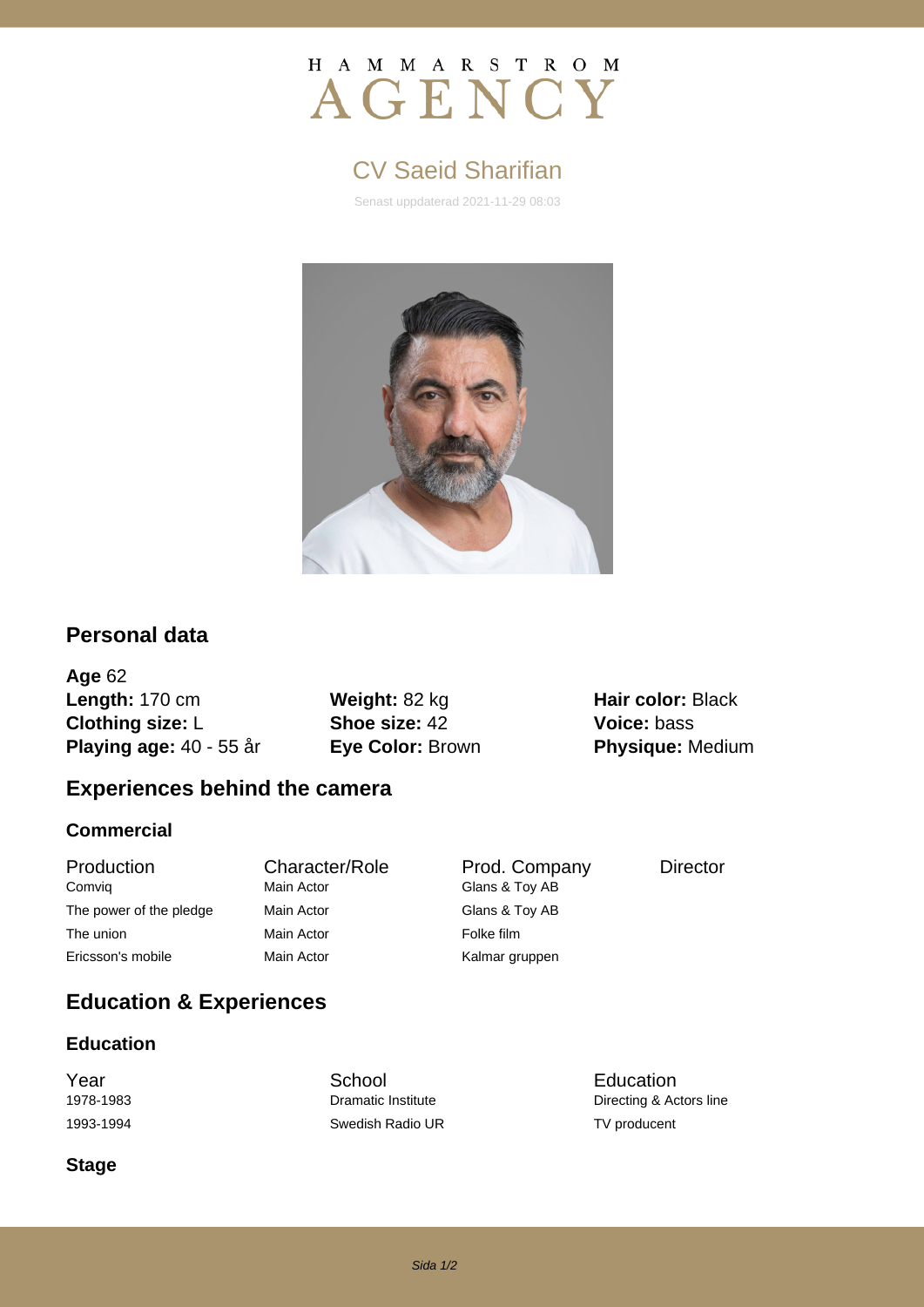# HAMMARSTROM AGENCY

## CV Saeid Sharifian

Senast uppdaterad 2021-11-29 08:03

## Personal data

**Age** 62

**Length:** 170 cm
**Clothing size:** L
**Playing age:** 40 - 55 år

**Weight:** 82 kg
**Shoe size:** 42
**Eye Color:** Brown

**Hair color:** Black
**Voice:** bass
**Physique:** Medium

## Experiences behind the camera

### Commercial

| Production | Character/Role | Prod. Company | Director |
|---|---|---|---|
| Comviq | Main Actor | Glans & Toy AB | |
| The power of the pledge | Main Actor | Glans & Toy AB | |
| The union | Main Actor | Folke film | |
| Ericsson's mobile | Main Actor | Kalmar gruppen | |

## Education & Experiences

### Education

| Year | School | Education |
|---|---|---|
| 1978-1983 | Dramatic Institute | Directing & Actors line |
| 1993-1994 | Swedish Radio UR | TV producent |

### Stage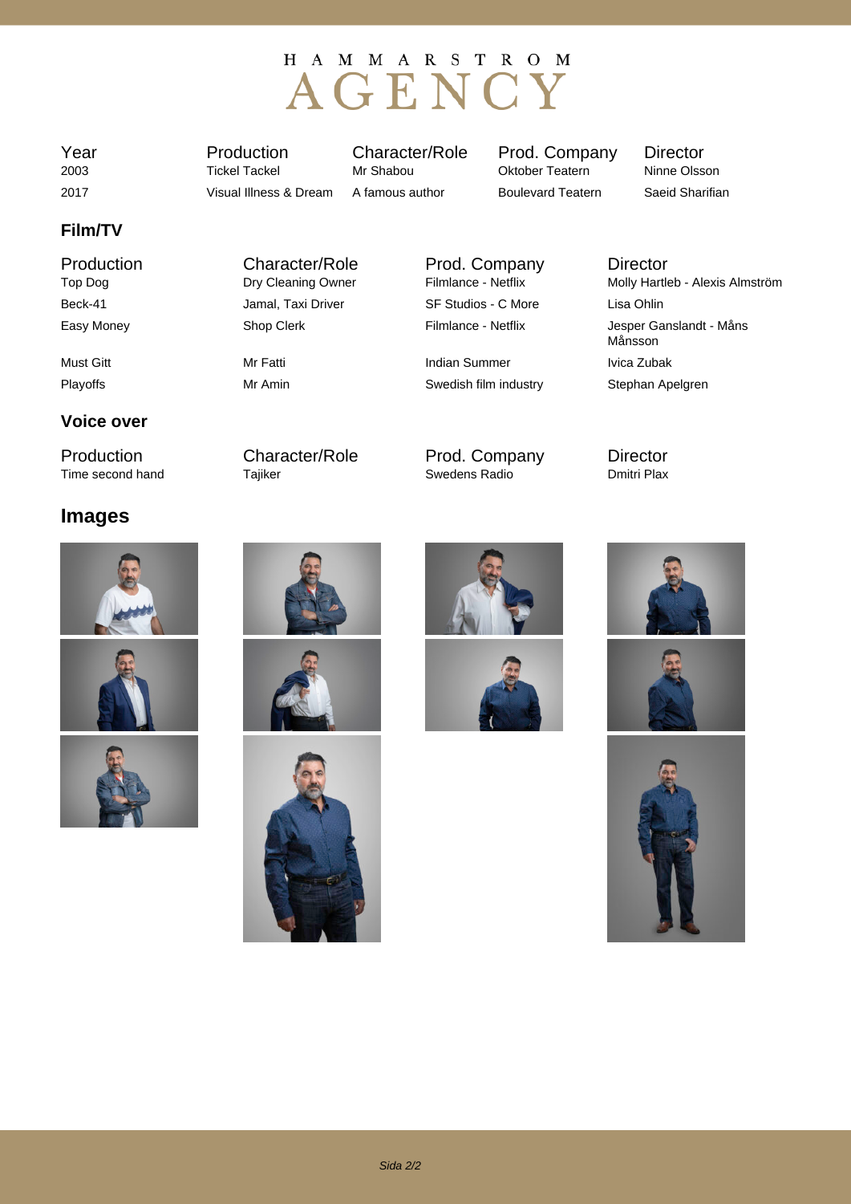HAMMARSTROM AGENCY

| Year | Production | Character/Role | Prod. Company | Director |
|---|---|---|---|---|
| 2003 | Tickel Tackel | Mr Shabou | Oktober Teatern | Ninne Olsson |
| 2017 | Visual Illness & Dream | A famous author | Boulevard Teatern | Saeid Sharifian |

## Film/TV

| Production | Character/Role | Prod. Company | Director |
|---|---|---|---|
| Top Dog | Dry Cleaning Owner | Filmlance - Netflix | Molly Hartleb - Alexis Almström |
| Beck-41 | Jamal, Taxi Driver | SF Studios - C More | Lisa Ohlin |
| Easy Money | Shop Clerk | Filmlance - Netflix | Jesper Ganslandt - Måns Månsson |
| Must Gitt | Mr Fatti | Indian Summer | Ivica Zubak |
| Playoffs | Mr Amin | Swedish film industry | Stephan Apelgren |

## Voice over

| Production | Character/Role | Prod. Company | Director |
|---|---|---|---|
| Time second hand | Tajiker | Swedens Radio | Dmitri Plax |

## Images